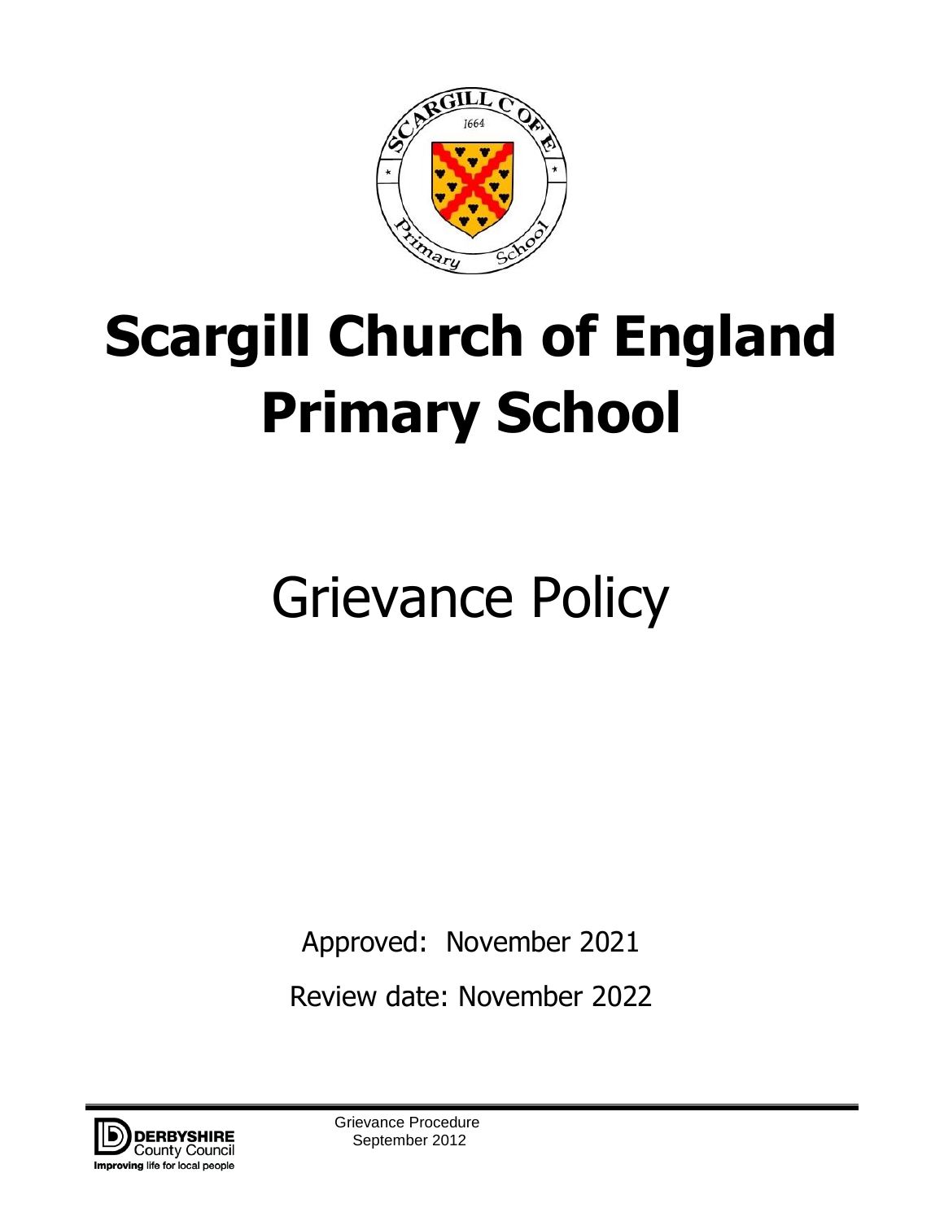# Scargill Church of England Primary School

# Grievance Policy

Approved: November 2021

Review date: November 2022

Grievance Procedure
September 2012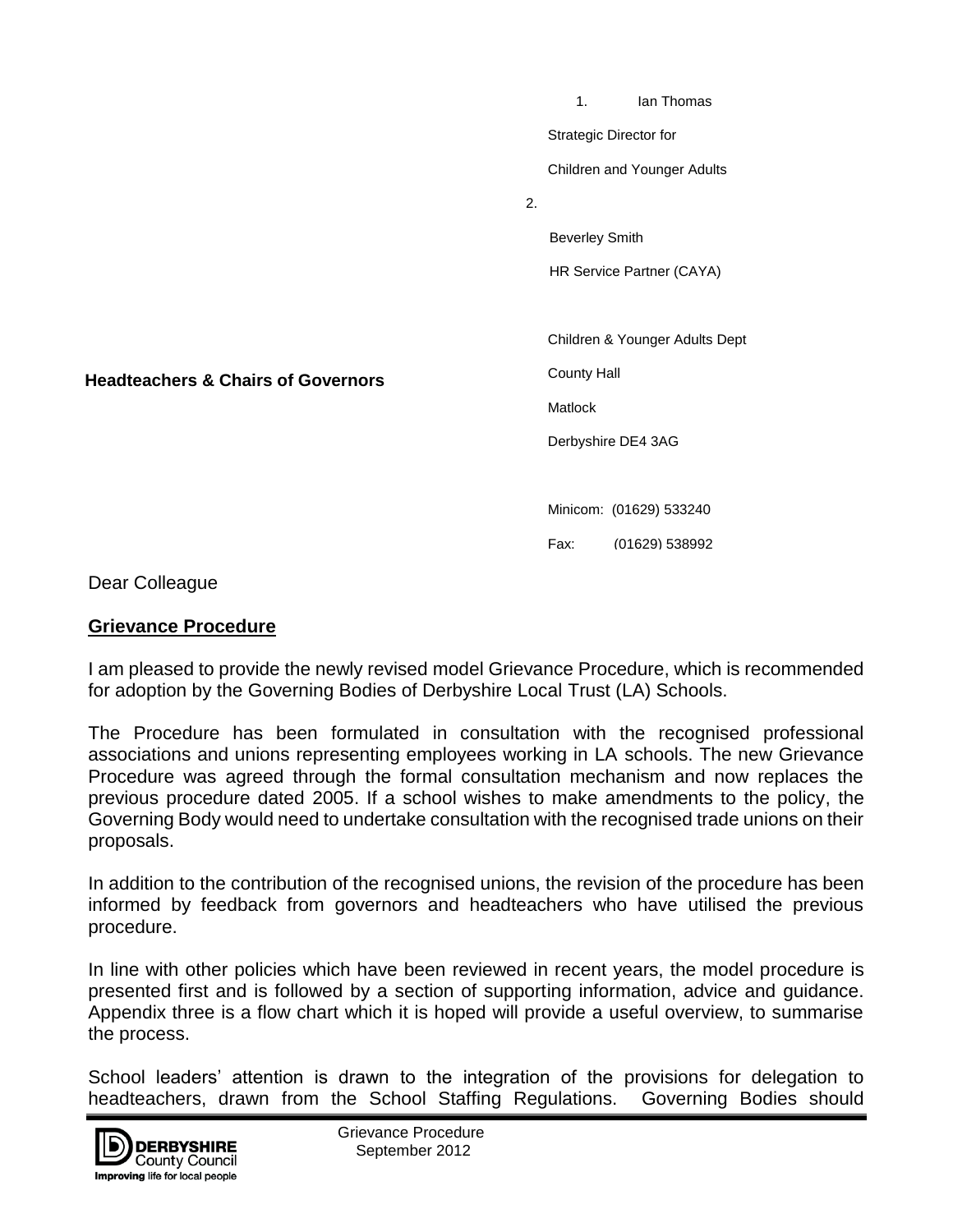1. Ian Thomas

Strategic Director for

Children and Younger Adults

2.

Beverley Smith

HR Service Partner (CAYA)

Children & Younger Adults Dept

County Hall

Matlock

Derbyshire DE4 3AG

Minicom: (01629) 533240

Fax: (01629) 538992

**Headteachers & Chairs of Governors**

Dear Colleague

**Grievance Procedure**

I am pleased to provide the newly revised model Grievance Procedure, which is recommended for adoption by the Governing Bodies of Derbyshire Local Trust (LA) Schools.

The Procedure has been formulated in consultation with the recognised professional associations and unions representing employees working in LA schools. The new Grievance Procedure was agreed through the formal consultation mechanism and now replaces the previous procedure dated 2005. If a school wishes to make amendments to the policy, the Governing Body would need to undertake consultation with the recognised trade unions on their proposals.

In addition to the contribution of the recognised unions, the revision of the procedure has been informed by feedback from governors and headteachers who have utilised the previous procedure.

In line with other policies which have been reviewed in recent years, the model procedure is presented first and is followed by a section of supporting information, advice and guidance. Appendix three is a flow chart which it is hoped will provide a useful overview, to summarise the process.

School leaders' attention is drawn to the integration of the provisions for delegation to headteachers, drawn from the School Staffing Regulations. Governing Bodies should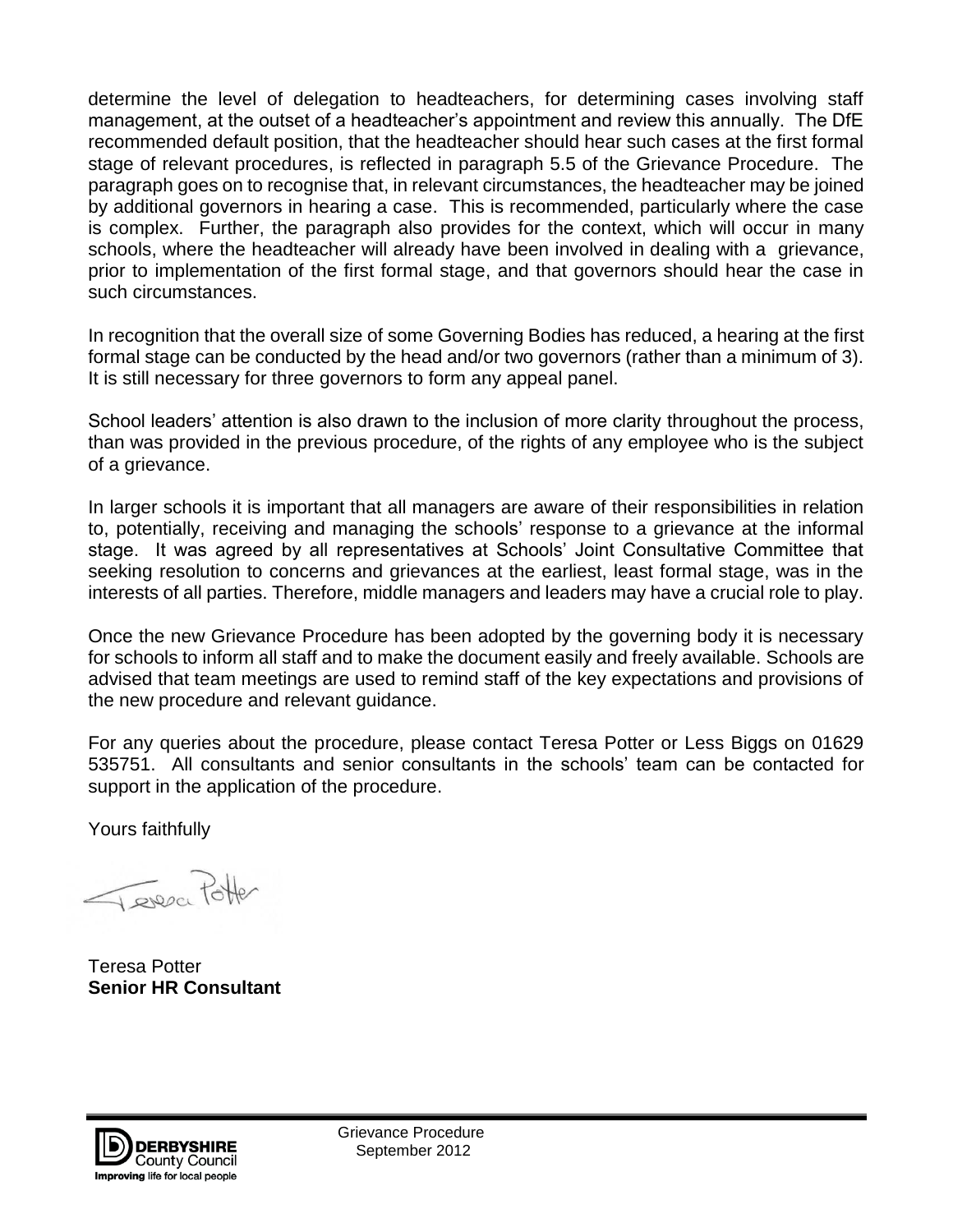determine the level of delegation to headteachers, for determining cases involving staff management, at the outset of a headteacher's appointment and review this annually. The DfE recommended default position, that the headteacher should hear such cases at the first formal stage of relevant procedures, is reflected in paragraph 5.5 of the Grievance Procedure. The paragraph goes on to recognise that, in relevant circumstances, the headteacher may be joined by additional governors in hearing a case. This is recommended, particularly where the case is complex. Further, the paragraph also provides for the context, which will occur in many schools, where the headteacher will already have been involved in dealing with a grievance, prior to implementation of the first formal stage, and that governors should hear the case in such circumstances.

In recognition that the overall size of some Governing Bodies has reduced, a hearing at the first formal stage can be conducted by the head and/or two governors (rather than a minimum of 3). It is still necessary for three governors to form any appeal panel.

School leaders' attention is also drawn to the inclusion of more clarity throughout the process, than was provided in the previous procedure, of the rights of any employee who is the subject of a grievance.

In larger schools it is important that all managers are aware of their responsibilities in relation to, potentially, receiving and managing the schools' response to a grievance at the informal stage. It was agreed by all representatives at Schools' Joint Consultative Committee that seeking resolution to concerns and grievances at the earliest, least formal stage, was in the interests of all parties. Therefore, middle managers and leaders may have a crucial role to play.

Once the new Grievance Procedure has been adopted by the governing body it is necessary for schools to inform all staff and to make the document easily and freely available. Schools are advised that team meetings are used to remind staff of the key expectations and provisions of the new procedure and relevant guidance.

For any queries about the procedure, please contact Teresa Potter or Less Biggs on 01629 535751. All consultants and senior consultants in the schools' team can be contacted for support in the application of the procedure.

Yours faithfully

Teresa Potter
**Senior HR Consultant**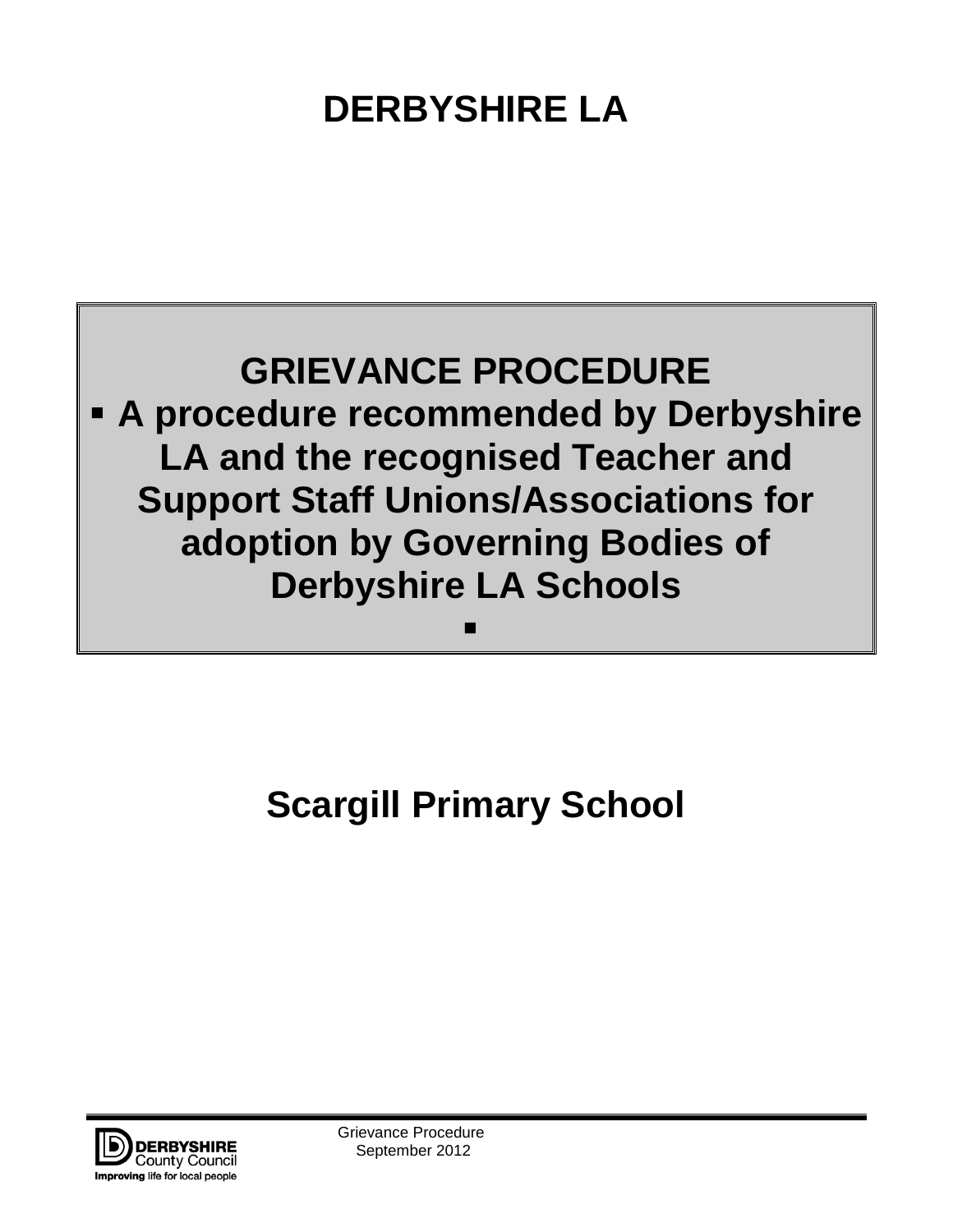# DERBYSHIRE LA

## GRIEVANCE PROCEDURE

- **A procedure recommended by Derbyshire LA and the recognised Teacher and Support Staff Unions/Associations for adoption by Governing Bodies of Derbyshire LA Schools**

# Scargill Primary School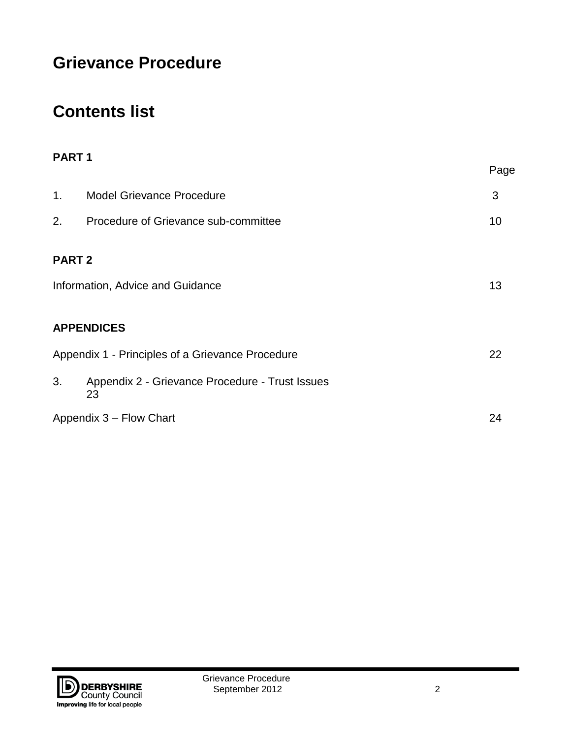# Grievance Procedure

# Contents list

**PART 1**

| | | Page |
|---|---|---|
| 1. | Model Grievance Procedure | 3 |
| 2. | Procedure of Grievance sub-committee | 10 |

**PART 2**

| | Page |
|---|---|
| Information, Advice and Guidance | 13 |

**APPENDICES**

| | Page |
|---|---|
| Appendix 1 - Principles of a Grievance Procedure | 22 |
| 3. Appendix 2 - Grievance Procedure - Trust Issues | 23 |
| Appendix 3 – Flow Chart | 24 |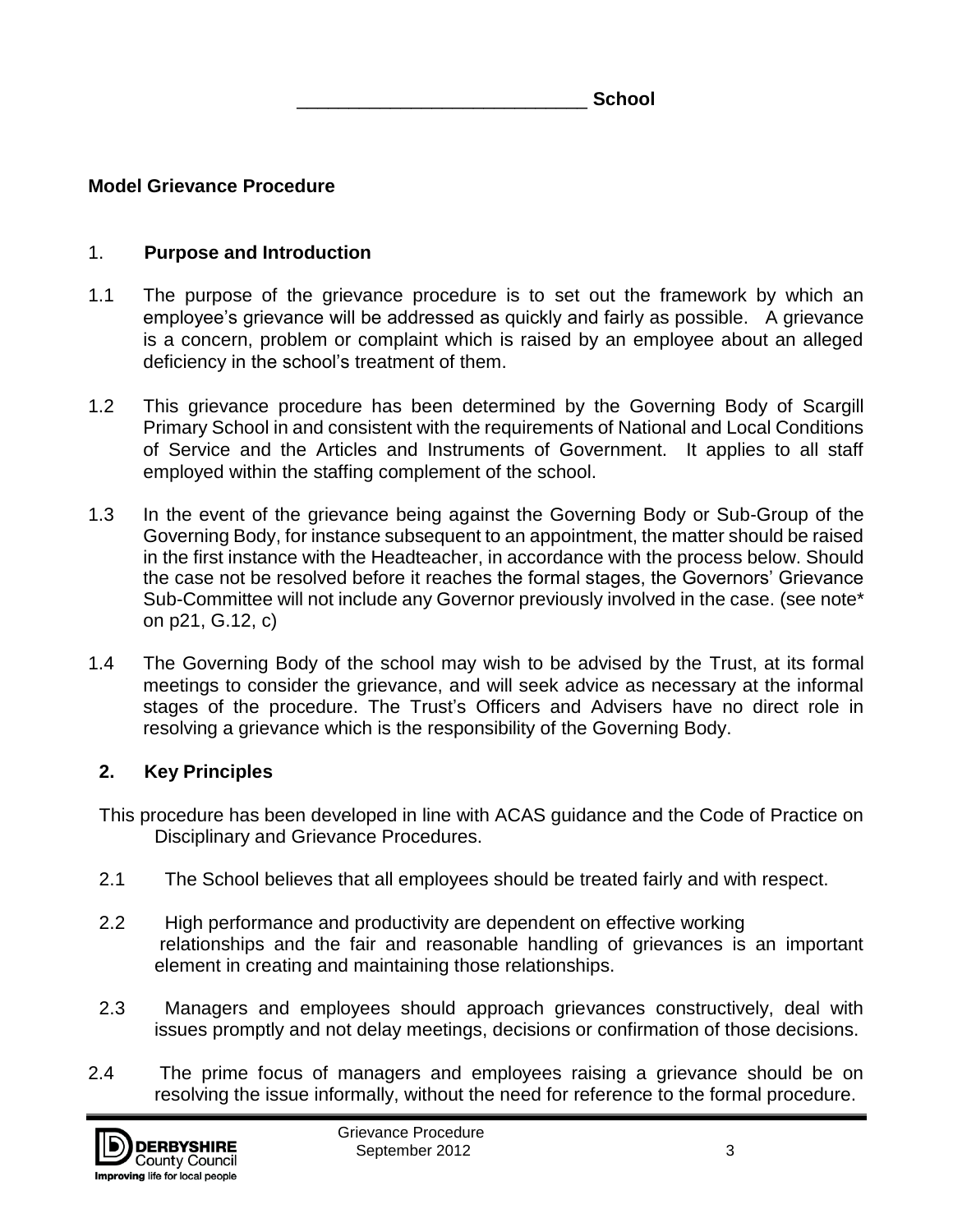____________________________ **School**

## Model Grievance Procedure

### 1. Purpose and Introduction

1.1 The purpose of the grievance procedure is to set out the framework by which an employee's grievance will be addressed as quickly and fairly as possible. A grievance is a concern, problem or complaint which is raised by an employee about an alleged deficiency in the school's treatment of them.

1.2 This grievance procedure has been determined by the Governing Body of Scargill Primary School in and consistent with the requirements of National and Local Conditions of Service and the Articles and Instruments of Government. It applies to all staff employed within the staffing complement of the school.

1.3 In the event of the grievance being against the Governing Body or Sub-Group of the Governing Body, for instance subsequent to an appointment, the matter should be raised in the first instance with the Headteacher, in accordance with the process below. Should the case not be resolved before it reaches the formal stages, the Governors' Grievance Sub-Committee will not include any Governor previously involved in the case. (see note* on p21, G.12, c)

1.4 The Governing Body of the school may wish to be advised by the Trust, at its formal meetings to consider the grievance, and will seek advice as necessary at the informal stages of the procedure. The Trust's Officers and Advisers have no direct role in resolving a grievance which is the responsibility of the Governing Body.

### 2. Key Principles

This procedure has been developed in line with ACAS guidance and the Code of Practice on Disciplinary and Grievance Procedures.

2.1 The School believes that all employees should be treated fairly and with respect.

2.2 High performance and productivity are dependent on effective working relationships and the fair and reasonable handling of grievances is an important element in creating and maintaining those relationships.

2.3 Managers and employees should approach grievances constructively, deal with issues promptly and not delay meetings, decisions or confirmation of those decisions.

2.4 The prime focus of managers and employees raising a grievance should be on resolving the issue informally, without the need for reference to the formal procedure.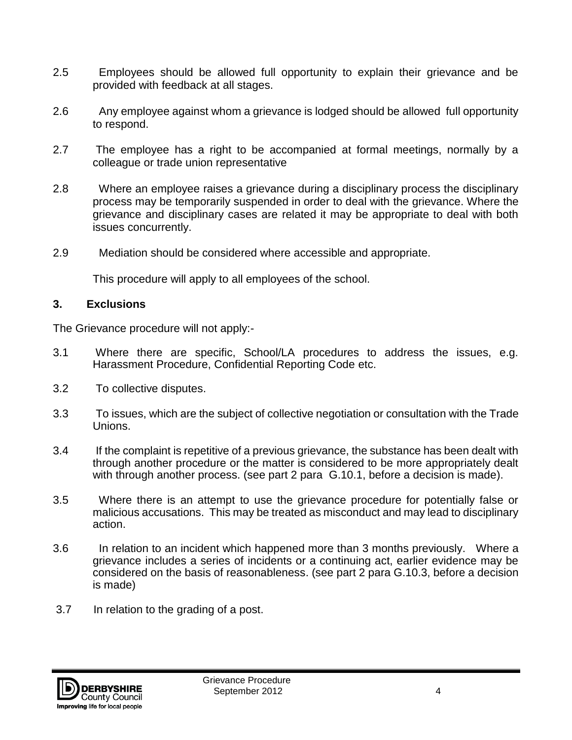2.5 Employees should be allowed full opportunity to explain their grievance and be provided with feedback at all stages.

2.6 Any employee against whom a grievance is lodged should be allowed full opportunity to respond.

2.7 The employee has a right to be accompanied at formal meetings, normally by a colleague or trade union representative

2.8 Where an employee raises a grievance during a disciplinary process the disciplinary process may be temporarily suspended in order to deal with the grievance. Where the grievance and disciplinary cases are related it may be appropriate to deal with both issues concurrently.

2.9 Mediation should be considered where accessible and appropriate.

This procedure will apply to all employees of the school.

## 3. Exclusions

The Grievance procedure will not apply:-

3.1 Where there are specific, School/LA procedures to address the issues, e.g. Harassment Procedure, Confidential Reporting Code etc.

3.2 To collective disputes.

3.3 To issues, which are the subject of collective negotiation or consultation with the Trade Unions.

3.4 If the complaint is repetitive of a previous grievance, the substance has been dealt with through another procedure or the matter is considered to be more appropriately dealt with through another process. (see part 2 para G.10.1, before a decision is made).

3.5 Where there is an attempt to use the grievance procedure for potentially false or malicious accusations. This may be treated as misconduct and may lead to disciplinary action.

3.6 In relation to an incident which happened more than 3 months previously. Where a grievance includes a series of incidents or a continuing act, earlier evidence may be considered on the basis of reasonableness. (see part 2 para G.10.3, before a decision is made)

3.7 In relation to the grading of a post.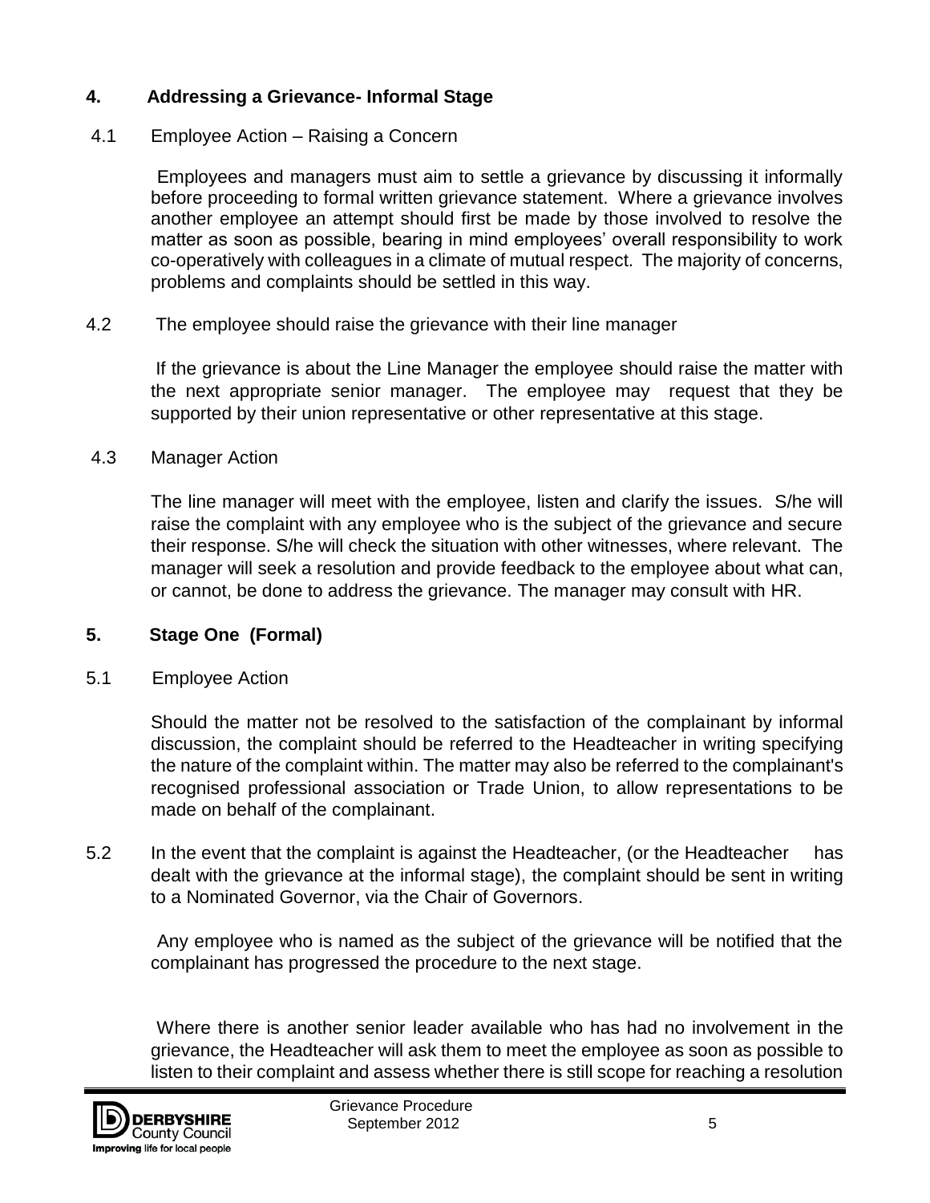## 4. Addressing a Grievance- Informal Stage

4.1 Employee Action – Raising a Concern

Employees and managers must aim to settle a grievance by discussing it informally before proceeding to formal written grievance statement. Where a grievance involves another employee an attempt should first be made by those involved to resolve the matter as soon as possible, bearing in mind employees' overall responsibility to work co-operatively with colleagues in a climate of mutual respect. The majority of concerns, problems and complaints should be settled in this way.

4.2 The employee should raise the grievance with their line manager

If the grievance is about the Line Manager the employee should raise the matter with the next appropriate senior manager. The employee may request that they be supported by their union representative or other representative at this stage.

4.3 Manager Action

The line manager will meet with the employee, listen and clarify the issues. S/he will raise the complaint with any employee who is the subject of the grievance and secure their response. S/he will check the situation with other witnesses, where relevant. The manager will seek a resolution and provide feedback to the employee about what can, or cannot, be done to address the grievance. The manager may consult with HR.

## 5. Stage One (Formal)

5.1 Employee Action

Should the matter not be resolved to the satisfaction of the complainant by informal discussion, the complaint should be referred to the Headteacher in writing specifying the nature of the complaint within. The matter may also be referred to the complainant's recognised professional association or Trade Union, to allow representations to be made on behalf of the complainant.

5.2 In the event that the complaint is against the Headteacher, (or the Headteacher has dealt with the grievance at the informal stage), the complaint should be sent in writing to a Nominated Governor, via the Chair of Governors.

Any employee who is named as the subject of the grievance will be notified that the complainant has progressed the procedure to the next stage.

Where there is another senior leader available who has had no involvement in the grievance, the Headteacher will ask them to meet the employee as soon as possible to listen to their complaint and assess whether there is still scope for reaching a resolution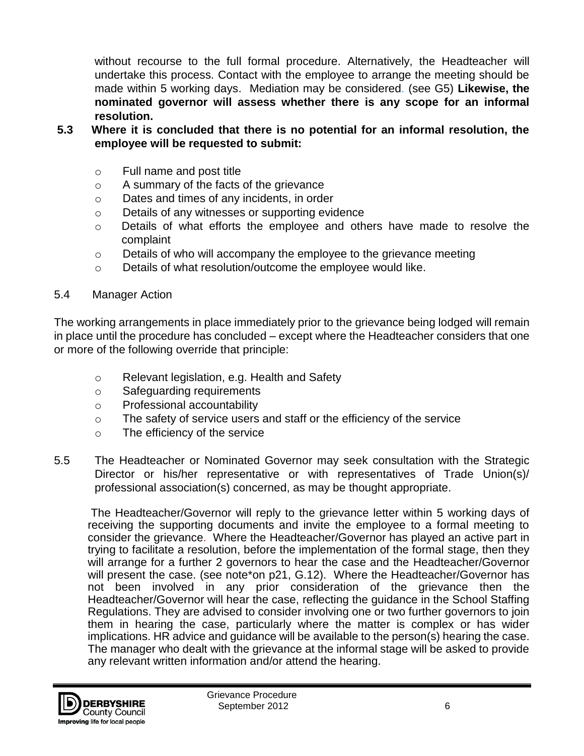without recourse to the full formal procedure. Alternatively, the Headteacher will undertake this process. Contact with the employee to arrange the meeting should be made within 5 working days. Mediation may be considered. (see G5) **Likewise, the nominated governor will assess whether there is any scope for an informal resolution.**

**5.3 Where it is concluded that there is no potential for an informal resolution, the employee will be requested to submit:**

- Full name and post title
- A summary of the facts of the grievance
- Dates and times of any incidents, in order
- Details of any witnesses or supporting evidence
- Details of what efforts the employee and others have made to resolve the complaint
- Details of who will accompany the employee to the grievance meeting
- Details of what resolution/outcome the employee would like.

5.4 Manager Action

The working arrangements in place immediately prior to the grievance being lodged will remain in place until the procedure has concluded – except where the Headteacher considers that one or more of the following override that principle:

- Relevant legislation, e.g. Health and Safety
- Safeguarding requirements
- Professional accountability
- The safety of service users and staff or the efficiency of the service
- The efficiency of the service

5.5 The Headteacher or Nominated Governor may seek consultation with the Strategic Director or his/her representative or with representatives of Trade Union(s)/ professional association(s) concerned, as may be thought appropriate.

The Headteacher/Governor will reply to the grievance letter within 5 working days of receiving the supporting documents and invite the employee to a formal meeting to consider the grievance. Where the Headteacher/Governor has played an active part in trying to facilitate a resolution, before the implementation of the formal stage, then they will arrange for a further 2 governors to hear the case and the Headteacher/Governor will present the case. (see note*on p21, G.12). Where the Headteacher/Governor has not been involved in any prior consideration of the grievance then the Headteacher/Governor will hear the case, reflecting the guidance in the School Staffing Regulations. They are advised to consider involving one or two further governors to join them in hearing the case, particularly where the matter is complex or has wider implications. HR advice and guidance will be available to the person(s) hearing the case. The manager who dealt with the grievance at the informal stage will be asked to provide any relevant written information and/or attend the hearing.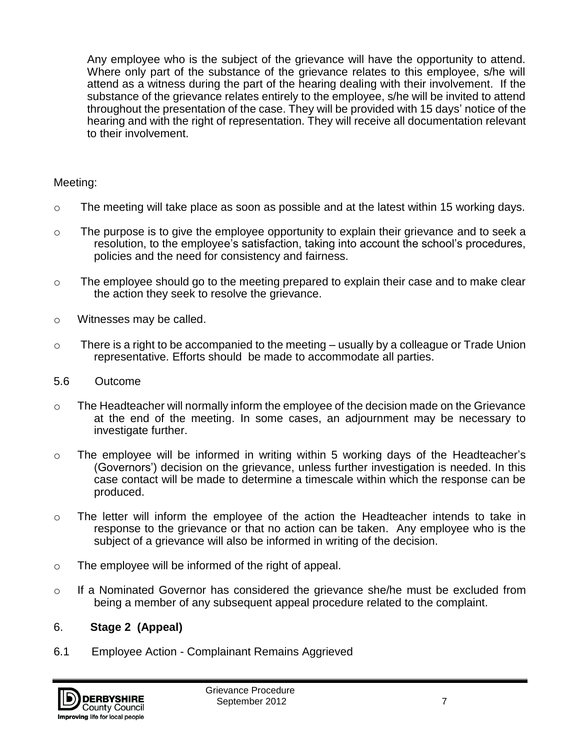Any employee who is the subject of the grievance will have the opportunity to attend. Where only part of the substance of the grievance relates to this employee, s/he will attend as a witness during the part of the hearing dealing with their involvement. If the substance of the grievance relates entirely to the employee, s/he will be invited to attend throughout the presentation of the case. They will be provided with 15 days' notice of the hearing and with the right of representation. They will receive all documentation relevant to their involvement.

Meeting:

- The meeting will take place as soon as possible and at the latest within 15 working days.
- The purpose is to give the employee opportunity to explain their grievance and to seek a resolution, to the employee's satisfaction, taking into account the school's procedures, policies and the need for consistency and fairness.
- The employee should go to the meeting prepared to explain their case and to make clear the action they seek to resolve the grievance.
- Witnesses may be called.
- There is a right to be accompanied to the meeting – usually by a colleague or Trade Union representative. Efforts should be made to accommodate all parties.

5.6 Outcome

- The Headteacher will normally inform the employee of the decision made on the Grievance at the end of the meeting. In some cases, an adjournment may be necessary to investigate further.
- The employee will be informed in writing within 5 working days of the Headteacher's (Governors') decision on the grievance, unless further investigation is needed. In this case contact will be made to determine a timescale within which the response can be produced.
- The letter will inform the employee of the action the Headteacher intends to take in response to the grievance or that no action can be taken. Any employee who is the subject of a grievance will also be informed in writing of the decision.
- The employee will be informed of the right of appeal.
- If a Nominated Governor has considered the grievance she/he must be excluded from being a member of any subsequent appeal procedure related to the complaint.

## 6. **Stage 2 (Appeal)**

6.1 Employee Action - Complainant Remains Aggrieved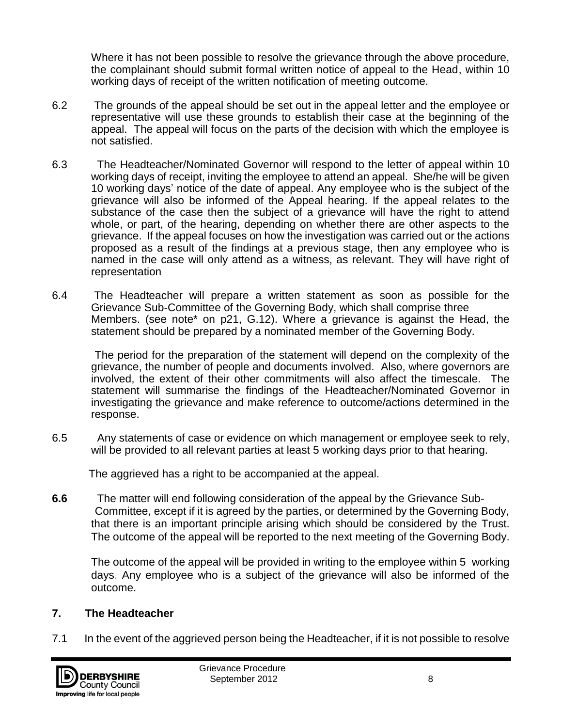Where it has not been possible to resolve the grievance through the above procedure, the complainant should submit formal written notice of appeal to the Head, within 10 working days of receipt of the written notification of meeting outcome.

6.2 The grounds of the appeal should be set out in the appeal letter and the employee or representative will use these grounds to establish their case at the beginning of the appeal. The appeal will focus on the parts of the decision with which the employee is not satisfied.

6.3 The Headteacher/Nominated Governor will respond to the letter of appeal within 10 working days of receipt, inviting the employee to attend an appeal. She/he will be given 10 working days' notice of the date of appeal. Any employee who is the subject of the grievance will also be informed of the Appeal hearing. If the appeal relates to the substance of the case then the subject of a grievance will have the right to attend whole, or part, of the hearing, depending on whether there are other aspects to the grievance. If the appeal focuses on how the investigation was carried out or the actions proposed as a result of the findings at a previous stage, then any employee who is named in the case will only attend as a witness, as relevant. They will have right of representation

6.4 The Headteacher will prepare a written statement as soon as possible for the Grievance Sub-Committee of the Governing Body, which shall comprise three Members. (see note* on p21, G.12). Where a grievance is against the Head, the statement should be prepared by a nominated member of the Governing Body.

The period for the preparation of the statement will depend on the complexity of the grievance, the number of people and documents involved. Also, where governors are involved, the extent of their other commitments will also affect the timescale. The statement will summarise the findings of the Headteacher/Nominated Governor in investigating the grievance and make reference to outcome/actions determined in the response.

6.5 Any statements of case or evidence on which management or employee seek to rely, will be provided to all relevant parties at least 5 working days prior to that hearing.

The aggrieved has a right to be accompanied at the appeal.

**6.6** The matter will end following consideration of the appeal by the Grievance Sub-Committee, except if it is agreed by the parties, or determined by the Governing Body, that there is an important principle arising which should be considered by the Trust. The outcome of the appeal will be reported to the next meeting of the Governing Body.

The outcome of the appeal will be provided in writing to the employee within 5 working days. Any employee who is a subject of the grievance will also be informed of the outcome.

## 7. The Headteacher

7.1 In the event of the aggrieved person being the Headteacher, if it is not possible to resolve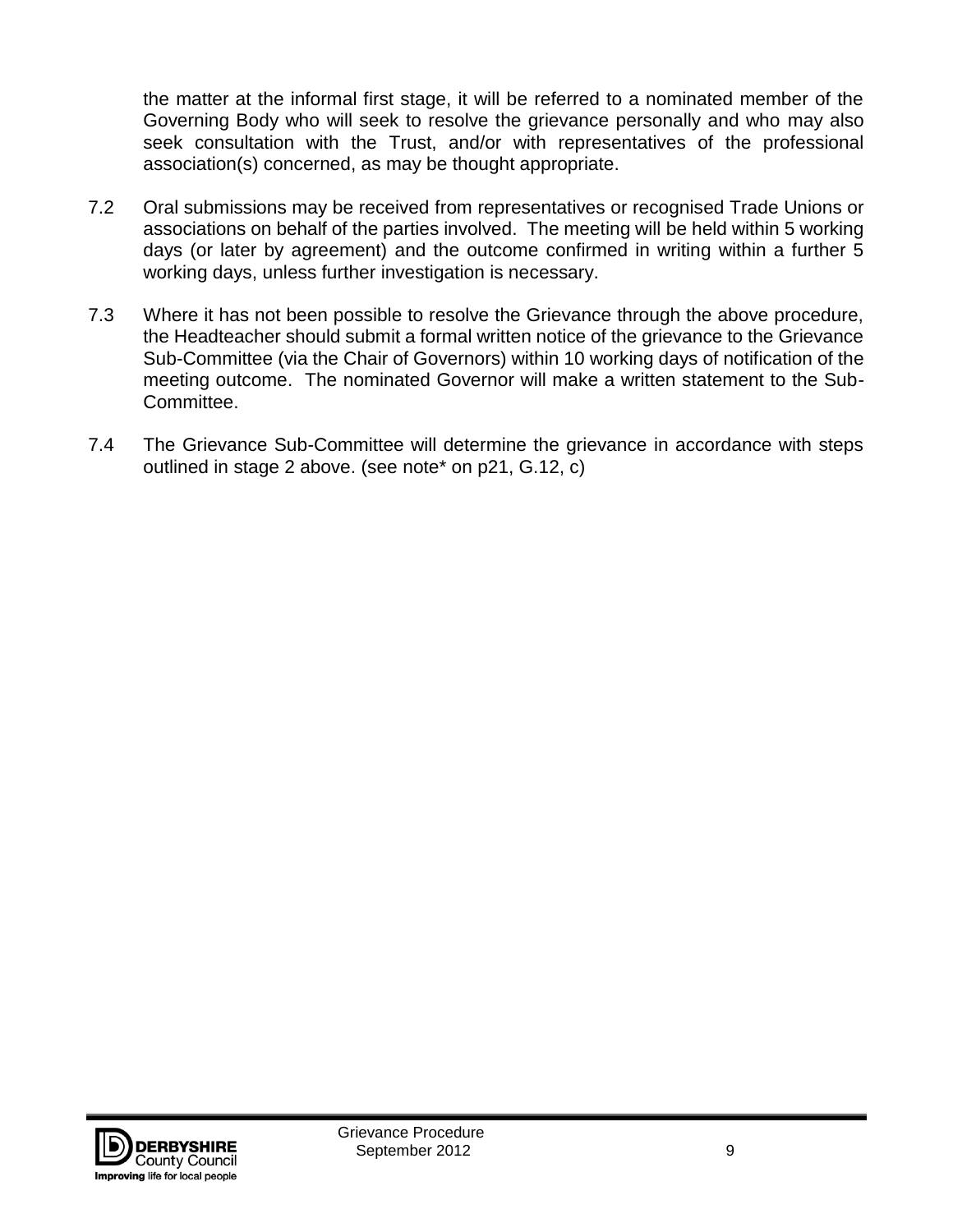the matter at the informal first stage, it will be referred to a nominated member of the Governing Body who will seek to resolve the grievance personally and who may also seek consultation with the Trust, and/or with representatives of the professional association(s) concerned, as may be thought appropriate.

7.2 Oral submissions may be received from representatives or recognised Trade Unions or associations on behalf of the parties involved. The meeting will be held within 5 working days (or later by agreement) and the outcome confirmed in writing within a further 5 working days, unless further investigation is necessary.

7.3 Where it has not been possible to resolve the Grievance through the above procedure, the Headteacher should submit a formal written notice of the grievance to the Grievance Sub-Committee (via the Chair of Governors) within 10 working days of notification of the meeting outcome. The nominated Governor will make a written statement to the Sub-Committee.

7.4 The Grievance Sub-Committee will determine the grievance in accordance with steps outlined in stage 2 above. (see note* on p21, G.12, c)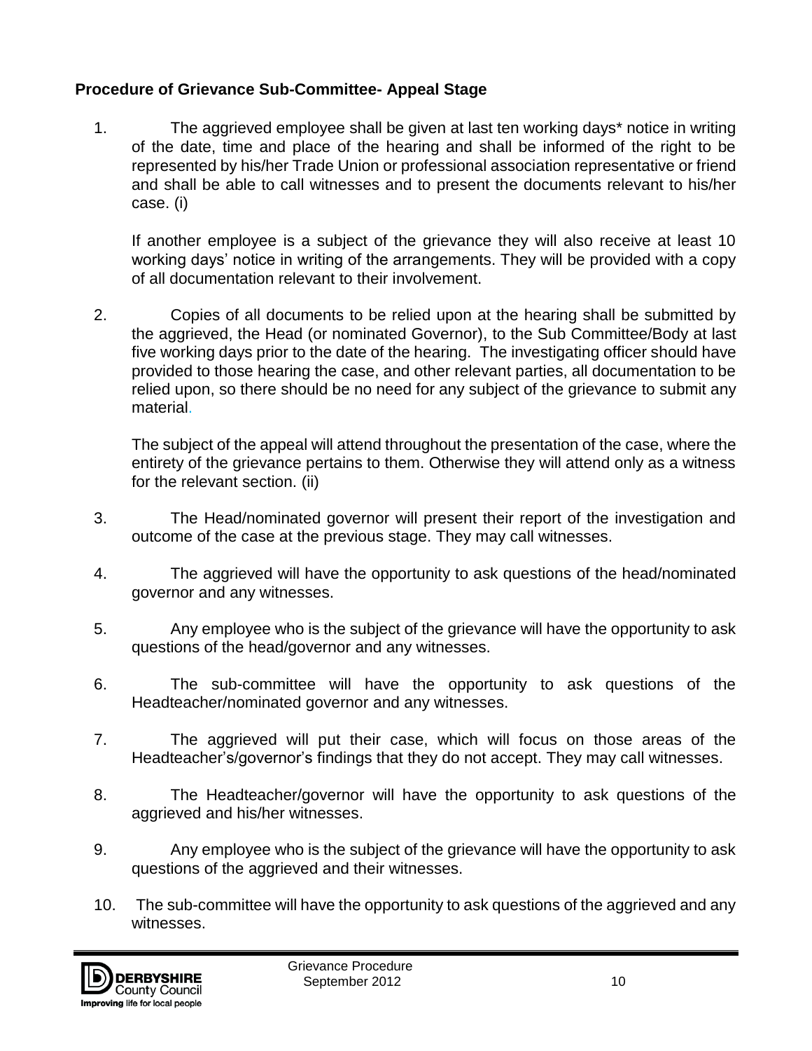**Procedure of Grievance Sub-Committee- Appeal Stage**

1. The aggrieved employee shall be given at last ten working days* notice in writing of the date, time and place of the hearing and shall be informed of the right to be represented by his/her Trade Union or professional association representative or friend and shall be able to call witnesses and to present the documents relevant to his/her case. (i)

   If another employee is a subject of the grievance they will also receive at least 10 working days' notice in writing of the arrangements. They will be provided with a copy of all documentation relevant to their involvement.

2. Copies of all documents to be relied upon at the hearing shall be submitted by the aggrieved, the Head (or nominated Governor), to the Sub Committee/Body at last five working days prior to the date of the hearing. The investigating officer should have provided to those hearing the case, and other relevant parties, all documentation to be relied upon, so there should be no need for any subject of the grievance to submit any material.

   The subject of the appeal will attend throughout the presentation of the case, where the entirety of the grievance pertains to them. Otherwise they will attend only as a witness for the relevant section. (ii)

3. The Head/nominated governor will present their report of the investigation and outcome of the case at the previous stage. They may call witnesses.

4. The aggrieved will have the opportunity to ask questions of the head/nominated governor and any witnesses.

5. Any employee who is the subject of the grievance will have the opportunity to ask questions of the head/governor and any witnesses.

6. The sub-committee will have the opportunity to ask questions of the Headteacher/nominated governor and any witnesses.

7. The aggrieved will put their case, which will focus on those areas of the Headteacher's/governor's findings that they do not accept. They may call witnesses.

8. The Headteacher/governor will have the opportunity to ask questions of the aggrieved and his/her witnesses.

9. Any employee who is the subject of the grievance will have the opportunity to ask questions of the aggrieved and their witnesses.

10. The sub-committee will have the opportunity to ask questions of the aggrieved and any witnesses.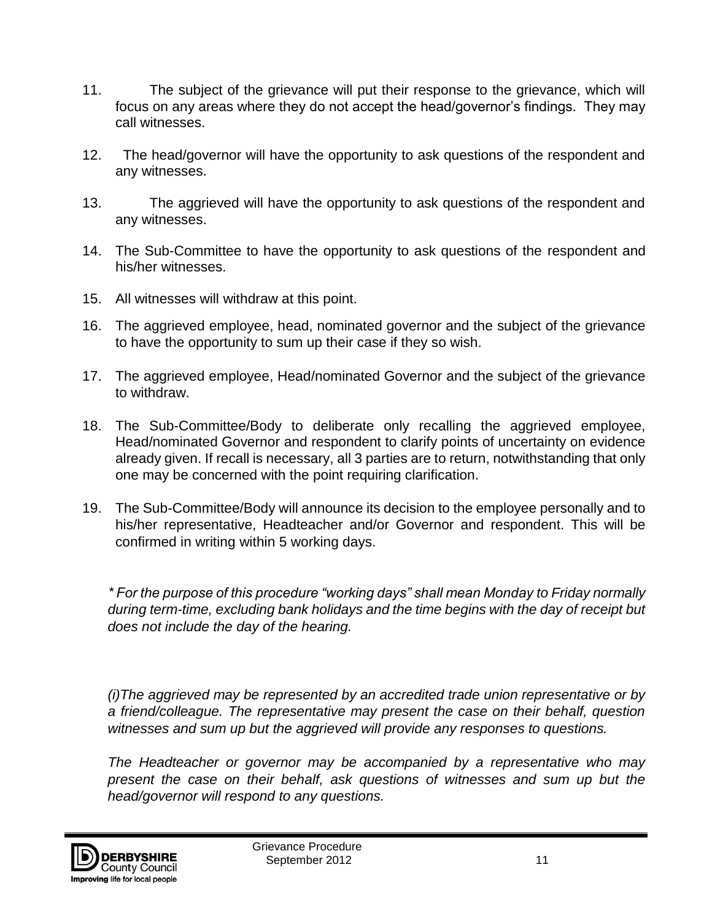11. The subject of the grievance will put their response to the grievance, which will focus on any areas where they do not accept the head/governor's findings. They may call witnesses.

12. The head/governor will have the opportunity to ask questions of the respondent and any witnesses.

13. The aggrieved will have the opportunity to ask questions of the respondent and any witnesses.

14. The Sub-Committee to have the opportunity to ask questions of the respondent and his/her witnesses.

15. All witnesses will withdraw at this point.

16. The aggrieved employee, head, nominated governor and the subject of the grievance to have the opportunity to sum up their case if they so wish.

17. The aggrieved employee, Head/nominated Governor and the subject of the grievance to withdraw.

18. The Sub-Committee/Body to deliberate only recalling the aggrieved employee, Head/nominated Governor and respondent to clarify points of uncertainty on evidence already given. If recall is necessary, all 3 parties are to return, notwithstanding that only one may be concerned with the point requiring clarification.

19. The Sub-Committee/Body will announce its decision to the employee personally and to his/her representative, Headteacher and/or Governor and respondent. This will be confirmed in writing within 5 working days.

*\* For the purpose of this procedure "working days" shall mean Monday to Friday normally during term-time, excluding bank holidays and the time begins with the day of receipt but does not include the day of the hearing.*

*(i)The aggrieved may be represented by an accredited trade union representative or by a friend/colleague. The representative may present the case on their behalf, question witnesses and sum up but the aggrieved will provide any responses to questions.*

*The Headteacher or governor may be accompanied by a representative who may present the case on their behalf, ask questions of witnesses and sum up but the head/governor will respond to any questions.*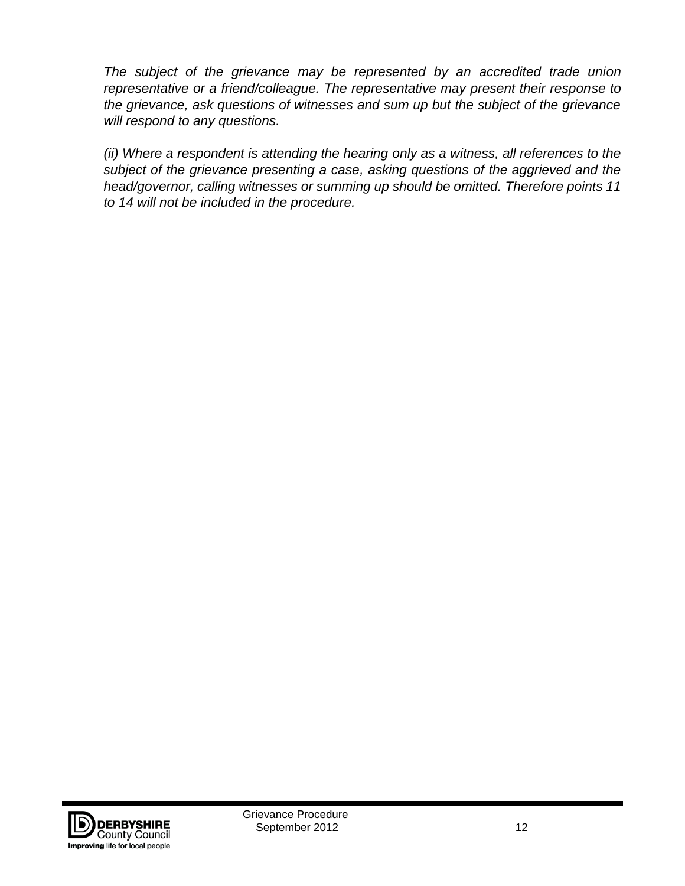*The subject of the grievance may be represented by an accredited trade union representative or a friend/colleague. The representative may present their response to the grievance, ask questions of witnesses and sum up but the subject of the grievance will respond to any questions.*

*(ii) Where a respondent is attending the hearing only as a witness, all references to the subject of the grievance presenting a case, asking questions of the aggrieved and the head/governor, calling witnesses or summing up should be omitted. Therefore points 11 to 14 will not be included in the procedure.*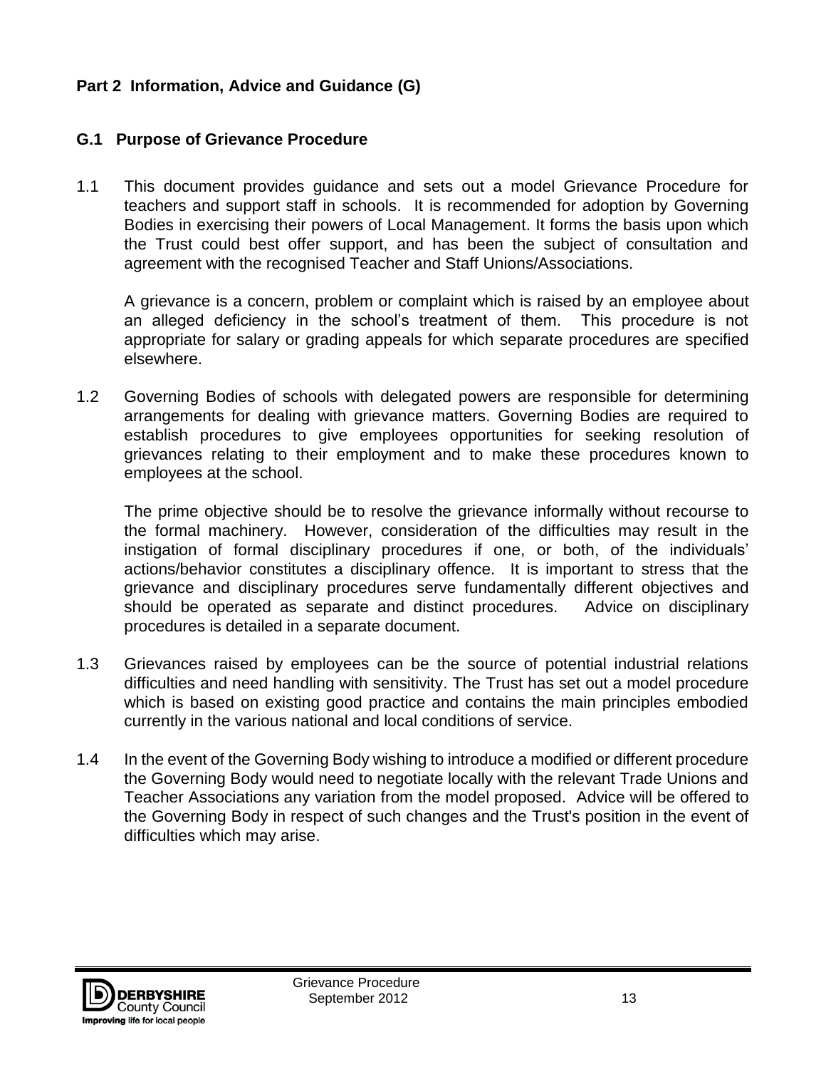## Part 2 Information, Advice and Guidance (G)

### G.1 Purpose of Grievance Procedure

1.1 This document provides guidance and sets out a model Grievance Procedure for teachers and support staff in schools. It is recommended for adoption by Governing Bodies in exercising their powers of Local Management. It forms the basis upon which the Trust could best offer support, and has been the subject of consultation and agreement with the recognised Teacher and Staff Unions/Associations.

A grievance is a concern, problem or complaint which is raised by an employee about an alleged deficiency in the school's treatment of them. This procedure is not appropriate for salary or grading appeals for which separate procedures are specified elsewhere.

1.2 Governing Bodies of schools with delegated powers are responsible for determining arrangements for dealing with grievance matters. Governing Bodies are required to establish procedures to give employees opportunities for seeking resolution of grievances relating to their employment and to make these procedures known to employees at the school.

The prime objective should be to resolve the grievance informally without recourse to the formal machinery. However, consideration of the difficulties may result in the instigation of formal disciplinary procedures if one, or both, of the individuals' actions/behavior constitutes a disciplinary offence. It is important to stress that the grievance and disciplinary procedures serve fundamentally different objectives and should be operated as separate and distinct procedures. Advice on disciplinary procedures is detailed in a separate document.

1.3 Grievances raised by employees can be the source of potential industrial relations difficulties and need handling with sensitivity. The Trust has set out a model procedure which is based on existing good practice and contains the main principles embodied currently in the various national and local conditions of service.

1.4 In the event of the Governing Body wishing to introduce a modified or different procedure the Governing Body would need to negotiate locally with the relevant Trade Unions and Teacher Associations any variation from the model proposed. Advice will be offered to the Governing Body in respect of such changes and the Trust's position in the event of difficulties which may arise.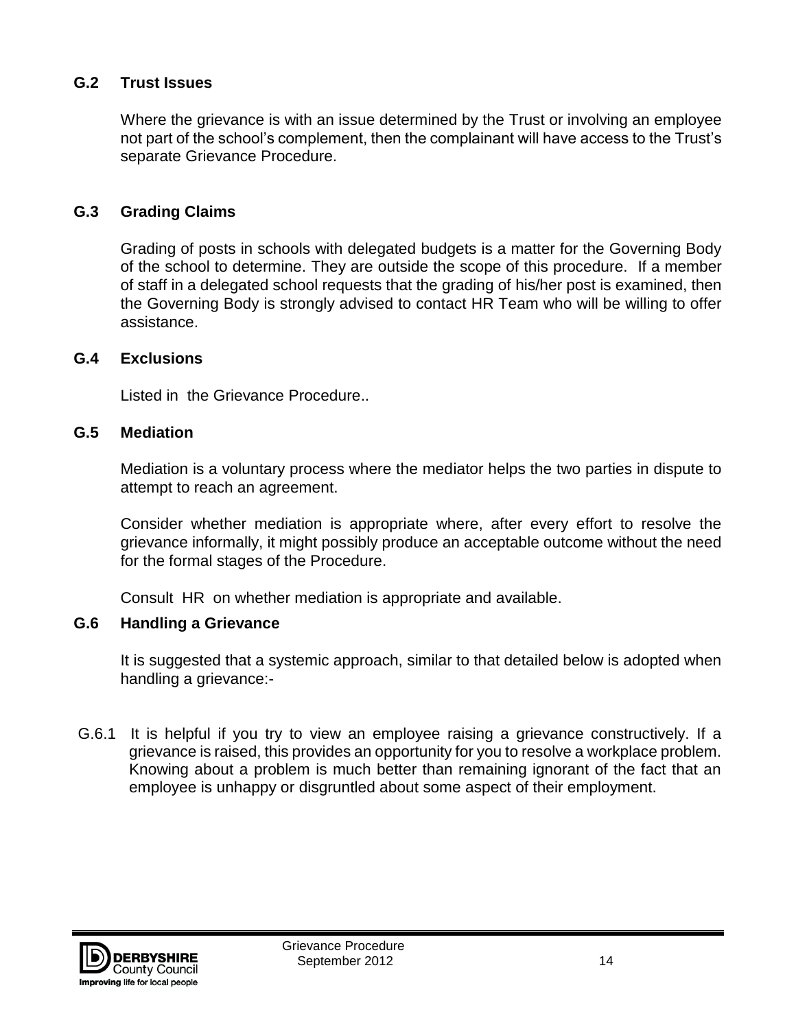## G.2 Trust Issues

Where the grievance is with an issue determined by the Trust or involving an employee not part of the school's complement, then the complainant will have access to the Trust's separate Grievance Procedure.

## G.3 Grading Claims

Grading of posts in schools with delegated budgets is a matter for the Governing Body of the school to determine. They are outside the scope of this procedure. If a member of staff in a delegated school requests that the grading of his/her post is examined, then the Governing Body is strongly advised to contact HR Team who will be willing to offer assistance.

## G.4 Exclusions

Listed in the Grievance Procedure..

## G.5 Mediation

Mediation is a voluntary process where the mediator helps the two parties in dispute to attempt to reach an agreement.

Consider whether mediation is appropriate where, after every effort to resolve the grievance informally, it might possibly produce an acceptable outcome without the need for the formal stages of the Procedure.

Consult HR on whether mediation is appropriate and available.

## G.6 Handling a Grievance

It is suggested that a systemic approach, similar to that detailed below is adopted when handling a grievance:-

G.6.1 It is helpful if you try to view an employee raising a grievance constructively. If a grievance is raised, this provides an opportunity for you to resolve a workplace problem. Knowing about a problem is much better than remaining ignorant of the fact that an employee is unhappy or disgruntled about some aspect of their employment.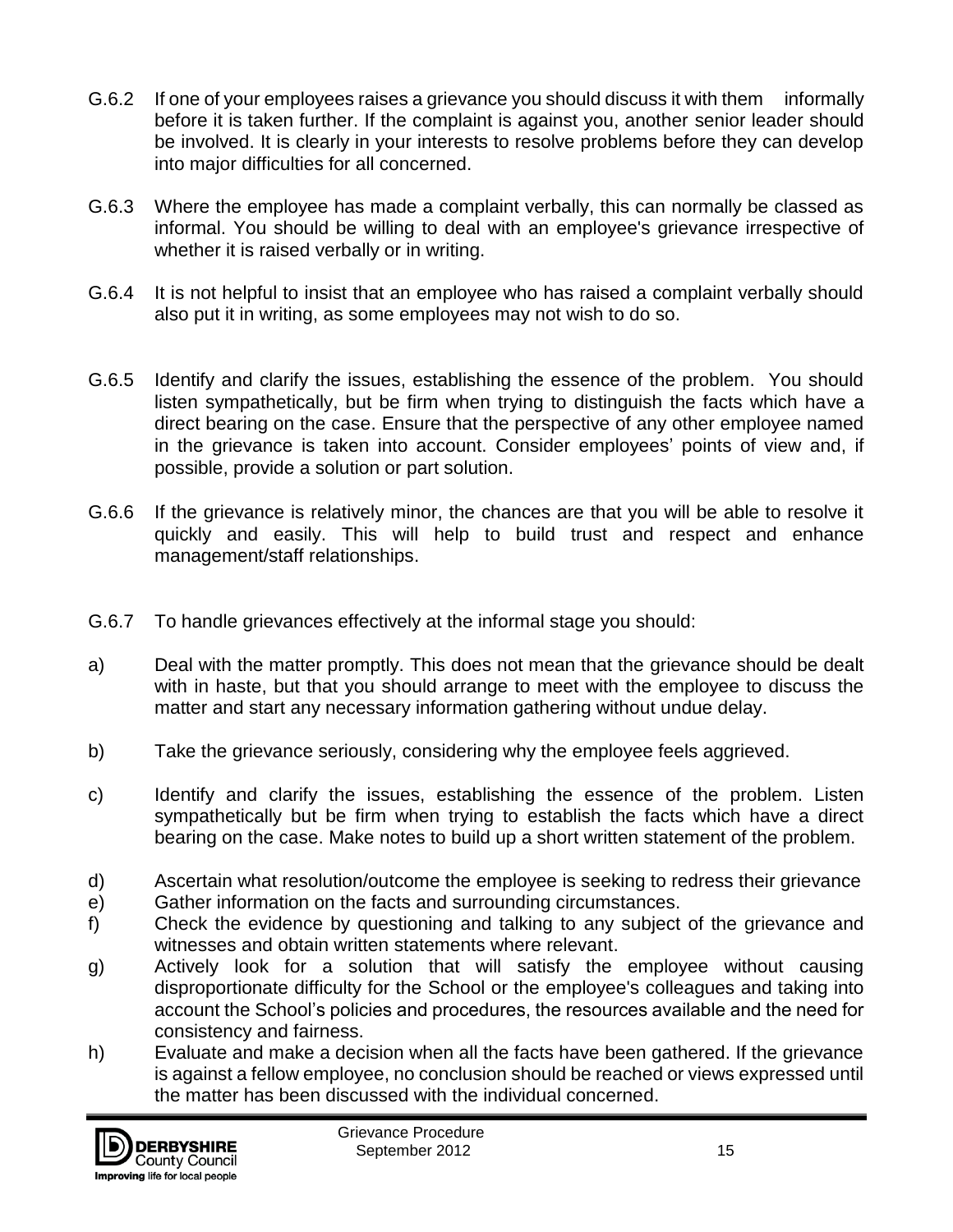G.6.2 If one of your employees raises a grievance you should discuss it with them informally before it is taken further. If the complaint is against you, another senior leader should be involved. It is clearly in your interests to resolve problems before they can develop into major difficulties for all concerned.

G.6.3 Where the employee has made a complaint verbally, this can normally be classed as informal. You should be willing to deal with an employee's grievance irrespective of whether it is raised verbally or in writing.

G.6.4 It is not helpful to insist that an employee who has raised a complaint verbally should also put it in writing, as some employees may not wish to do so.

G.6.5 Identify and clarify the issues, establishing the essence of the problem. You should listen sympathetically, but be firm when trying to distinguish the facts which have a direct bearing on the case. Ensure that the perspective of any other employee named in the grievance is taken into account. Consider employees' points of view and, if possible, provide a solution or part solution.

G.6.6 If the grievance is relatively minor, the chances are that you will be able to resolve it quickly and easily. This will help to build trust and respect and enhance management/staff relationships.

G.6.7 To handle grievances effectively at the informal stage you should:

a) Deal with the matter promptly. This does not mean that the grievance should be dealt with in haste, but that you should arrange to meet with the employee to discuss the matter and start any necessary information gathering without undue delay.

b) Take the grievance seriously, considering why the employee feels aggrieved.

c) Identify and clarify the issues, establishing the essence of the problem. Listen sympathetically but be firm when trying to establish the facts which have a direct bearing on the case. Make notes to build up a short written statement of the problem.

d) Ascertain what resolution/outcome the employee is seeking to redress their grievance

e) Gather information on the facts and surrounding circumstances.

f) Check the evidence by questioning and talking to any subject of the grievance and witnesses and obtain written statements where relevant.

g) Actively look for a solution that will satisfy the employee without causing disproportionate difficulty for the School or the employee's colleagues and taking into account the School's policies and procedures, the resources available and the need for consistency and fairness.

h) Evaluate and make a decision when all the facts have been gathered. If the grievance is against a fellow employee, no conclusion should be reached or views expressed until the matter has been discussed with the individual concerned.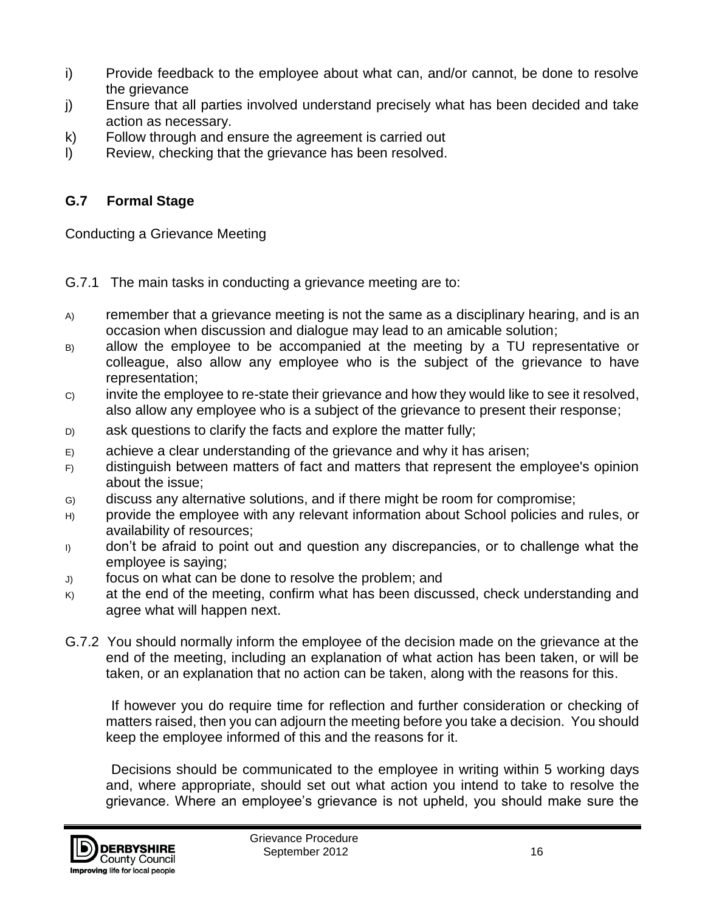i) Provide feedback to the employee about what can, and/or cannot, be done to resolve the grievance
j) Ensure that all parties involved understand precisely what has been decided and take action as necessary.
k) Follow through and ensure the agreement is carried out
l) Review, checking that the grievance has been resolved.

## G.7 Formal Stage

Conducting a Grievance Meeting

G.7.1 The main tasks in conducting a grievance meeting are to:

A) remember that a grievance meeting is not the same as a disciplinary hearing, and is an occasion when discussion and dialogue may lead to an amicable solution;
B) allow the employee to be accompanied at the meeting by a TU representative or colleague, also allow any employee who is the subject of the grievance to have representation;
C) invite the employee to re-state their grievance and how they would like to see it resolved, also allow any employee who is a subject of the grievance to present their response;
D) ask questions to clarify the facts and explore the matter fully;
E) achieve a clear understanding of the grievance and why it has arisen;
F) distinguish between matters of fact and matters that represent the employee's opinion about the issue;
G) discuss any alternative solutions, and if there might be room for compromise;
H) provide the employee with any relevant information about School policies and rules, or availability of resources;
I) don't be afraid to point out and question any discrepancies, or to challenge what the employee is saying;
J) focus on what can be done to resolve the problem; and
K) at the end of the meeting, confirm what has been discussed, check understanding and agree what will happen next.

G.7.2 You should normally inform the employee of the decision made on the grievance at the end of the meeting, including an explanation of what action has been taken, or will be taken, or an explanation that no action can be taken, along with the reasons for this.

If however you do require time for reflection and further consideration or checking of matters raised, then you can adjourn the meeting before you take a decision. You should keep the employee informed of this and the reasons for it.

Decisions should be communicated to the employee in writing within 5 working days and, where appropriate, should set out what action you intend to take to resolve the grievance. Where an employee's grievance is not upheld, you should make sure the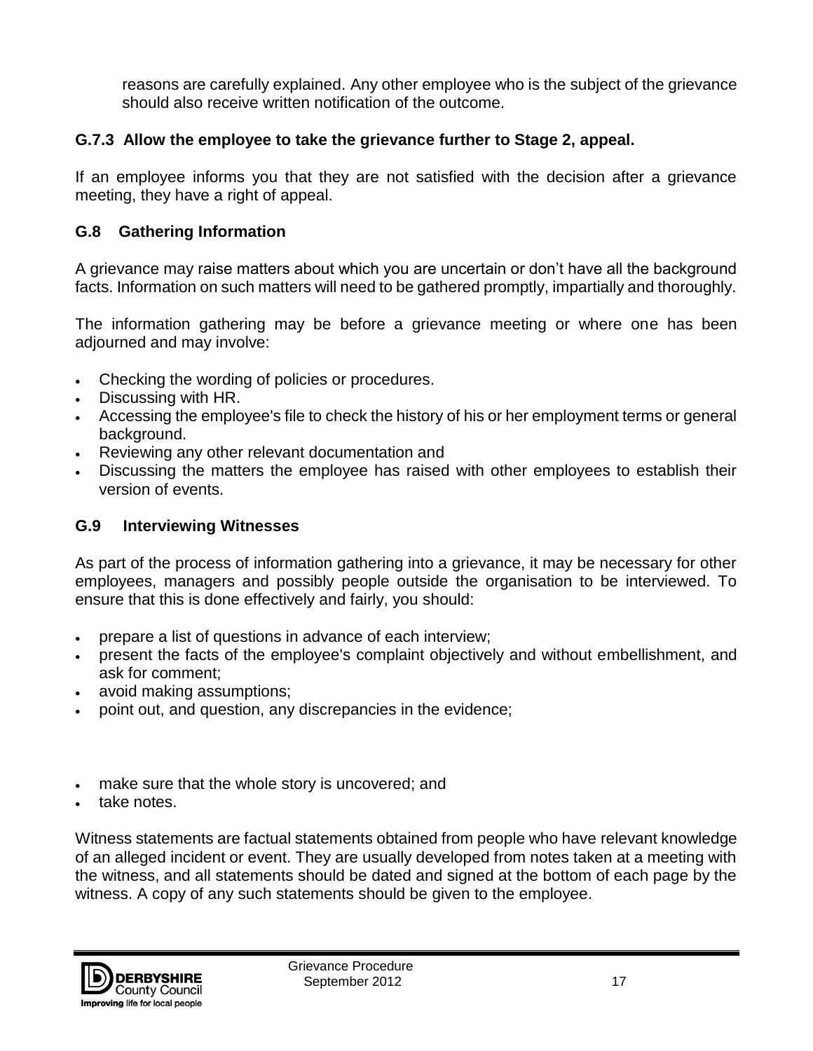reasons are carefully explained. Any other employee who is the subject of the grievance should also receive written notification of the outcome.

### G.7.3 Allow the employee to take the grievance further to Stage 2, appeal.

If an employee informs you that they are not satisfied with the decision after a grievance meeting, they have a right of appeal.

## G.8 Gathering Information

A grievance may raise matters about which you are uncertain or don't have all the background facts. Information on such matters will need to be gathered promptly, impartially and thoroughly.

The information gathering may be before a grievance meeting or where one has been adjourned and may involve:

- Checking the wording of policies or procedures.
- Discussing with HR.
- Accessing the employee's file to check the history of his or her employment terms or general background.
- Reviewing any other relevant documentation and
- Discussing the matters the employee has raised with other employees to establish their version of events.

## G.9 Interviewing Witnesses

As part of the process of information gathering into a grievance, it may be necessary for other employees, managers and possibly people outside the organisation to be interviewed. To ensure that this is done effectively and fairly, you should:

- prepare a list of questions in advance of each interview;
- present the facts of the employee's complaint objectively and without embellishment, and ask for comment;
- avoid making assumptions;
- point out, and question, any discrepancies in the evidence;
- make sure that the whole story is uncovered; and
- take notes.

Witness statements are factual statements obtained from people who have relevant knowledge of an alleged incident or event. They are usually developed from notes taken at a meeting with the witness, and all statements should be dated and signed at the bottom of each page by the witness. A copy of any such statements should be given to the employee.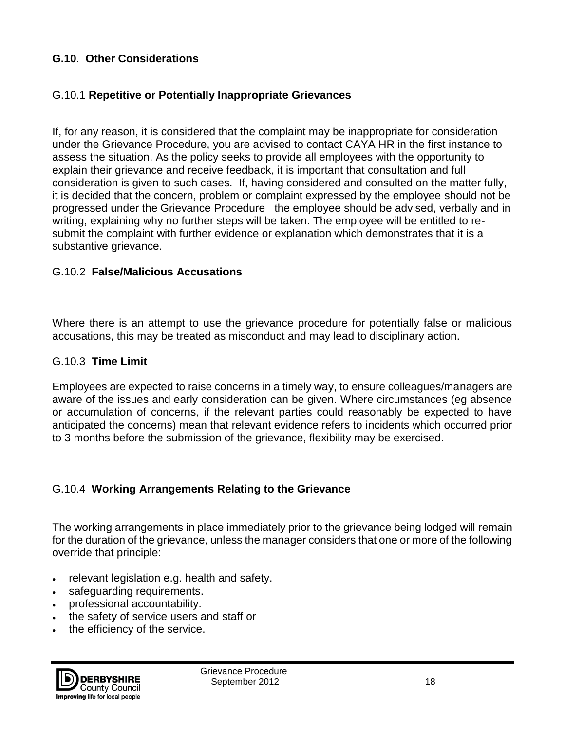## G.10. Other Considerations

### G.10.1 Repetitive or Potentially Inappropriate Grievances

If, for any reason, it is considered that the complaint may be inappropriate for consideration under the Grievance Procedure, you are advised to contact CAYA HR in the first instance to assess the situation. As the policy seeks to provide all employees with the opportunity to explain their grievance and receive feedback, it is important that consultation and full consideration is given to such cases. If, having considered and consulted on the matter fully, it is decided that the concern, problem or complaint expressed by the employee should not be progressed under the Grievance Procedure the employee should be advised, verbally and in writing, explaining why no further steps will be taken. The employee will be entitled to re-submit the complaint with further evidence or explanation which demonstrates that it is a substantive grievance.

### G.10.2 False/Malicious Accusations

Where there is an attempt to use the grievance procedure for potentially false or malicious accusations, this may be treated as misconduct and may lead to disciplinary action.

### G.10.3 Time Limit

Employees are expected to raise concerns in a timely way, to ensure colleagues/managers are aware of the issues and early consideration can be given. Where circumstances (eg absence or accumulation of concerns, if the relevant parties could reasonably be expected to have anticipated the concerns) mean that relevant evidence refers to incidents which occurred prior to 3 months before the submission of the grievance, flexibility may be exercised.

### G.10.4 Working Arrangements Relating to the Grievance

The working arrangements in place immediately prior to the grievance being lodged will remain for the duration of the grievance, unless the manager considers that one or more of the following override that principle:

- relevant legislation e.g. health and safety.
- safeguarding requirements.
- professional accountability.
- the safety of service users and staff or
- the efficiency of the service.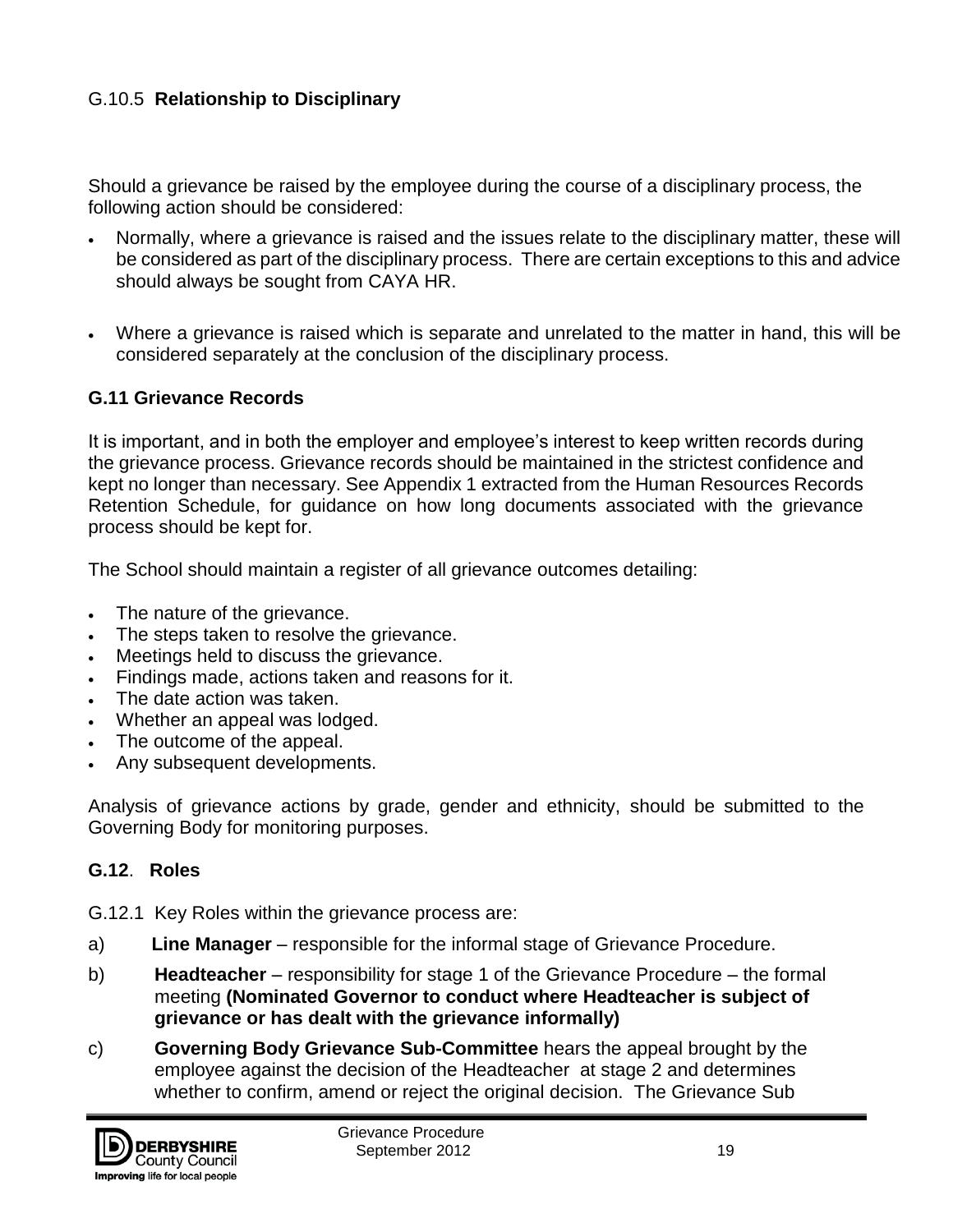G.10.5 **Relationship to Disciplinary**

Should a grievance be raised by the employee during the course of a disciplinary process, the following action should be considered:

- Normally, where a grievance is raised and the issues relate to the disciplinary matter, these will be considered as part of the disciplinary process. There are certain exceptions to this and advice should always be sought from CAYA HR.

- Where a grievance is raised which is separate and unrelated to the matter in hand, this will be considered separately at the conclusion of the disciplinary process.

## G.11 Grievance Records

It is important, and in both the employer and employee's interest to keep written records during the grievance process. Grievance records should be maintained in the strictest confidence and kept no longer than necessary. See Appendix 1 extracted from the Human Resources Records Retention Schedule, for guidance on how long documents associated with the grievance process should be kept for.

The School should maintain a register of all grievance outcomes detailing:

- The nature of the grievance.
- The steps taken to resolve the grievance.
- Meetings held to discuss the grievance.
- Findings made, actions taken and reasons for it.
- The date action was taken.
- Whether an appeal was lodged.
- The outcome of the appeal.
- Any subsequent developments.

Analysis of grievance actions by grade, gender and ethnicity, should be submitted to the Governing Body for monitoring purposes.

## G.12. Roles

G.12.1 Key Roles within the grievance process are:

a) **Line Manager** – responsible for the informal stage of Grievance Procedure.

b) **Headteacher** – responsibility for stage 1 of the Grievance Procedure – the formal meeting **(Nominated Governor to conduct where Headteacher is subject of grievance or has dealt with the grievance informally)**

c) **Governing Body Grievance Sub-Committee** hears the appeal brought by the employee against the decision of the Headteacher at stage 2 and determines whether to confirm, amend or reject the original decision. The Grievance Sub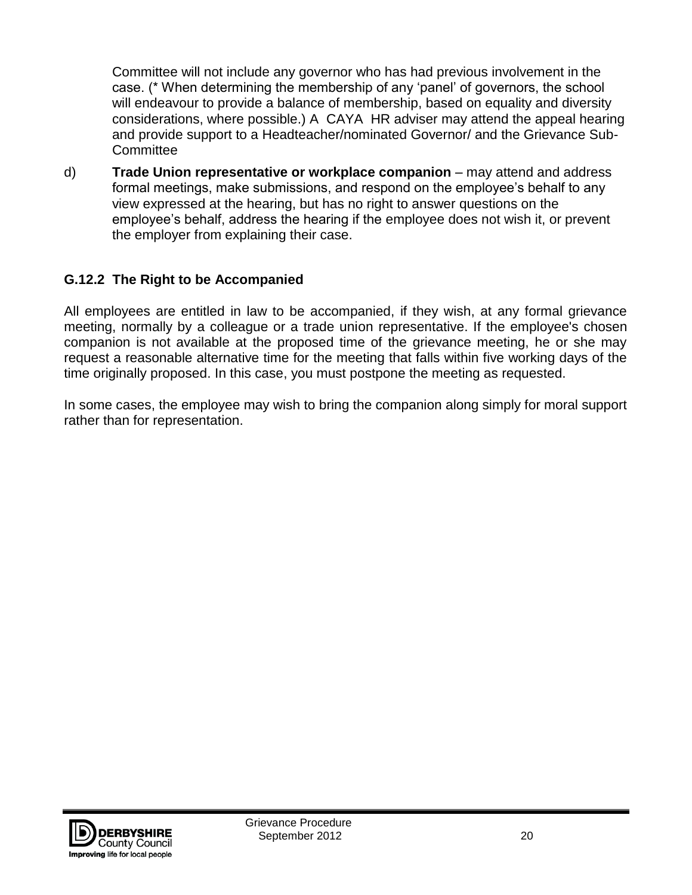Committee will not include any governor who has had previous involvement in the case. (* When determining the membership of any 'panel' of governors, the school will endeavour to provide a balance of membership, based on equality and diversity considerations, where possible.) A CAYA HR adviser may attend the appeal hearing and provide support to a Headteacher/nominated Governor/ and the Grievance Sub-Committee

d) **Trade Union representative or workplace companion** – may attend and address formal meetings, make submissions, and respond on the employee's behalf to any view expressed at the hearing, but has no right to answer questions on the employee's behalf, address the hearing if the employee does not wish it, or prevent the employer from explaining their case.

### G.12.2 The Right to be Accompanied

All employees are entitled in law to be accompanied, if they wish, at any formal grievance meeting, normally by a colleague or a trade union representative. If the employee's chosen companion is not available at the proposed time of the grievance meeting, he or she may request a reasonable alternative time for the meeting that falls within five working days of the time originally proposed. In this case, you must postpone the meeting as requested.

In some cases, the employee may wish to bring the companion along simply for moral support rather than for representation.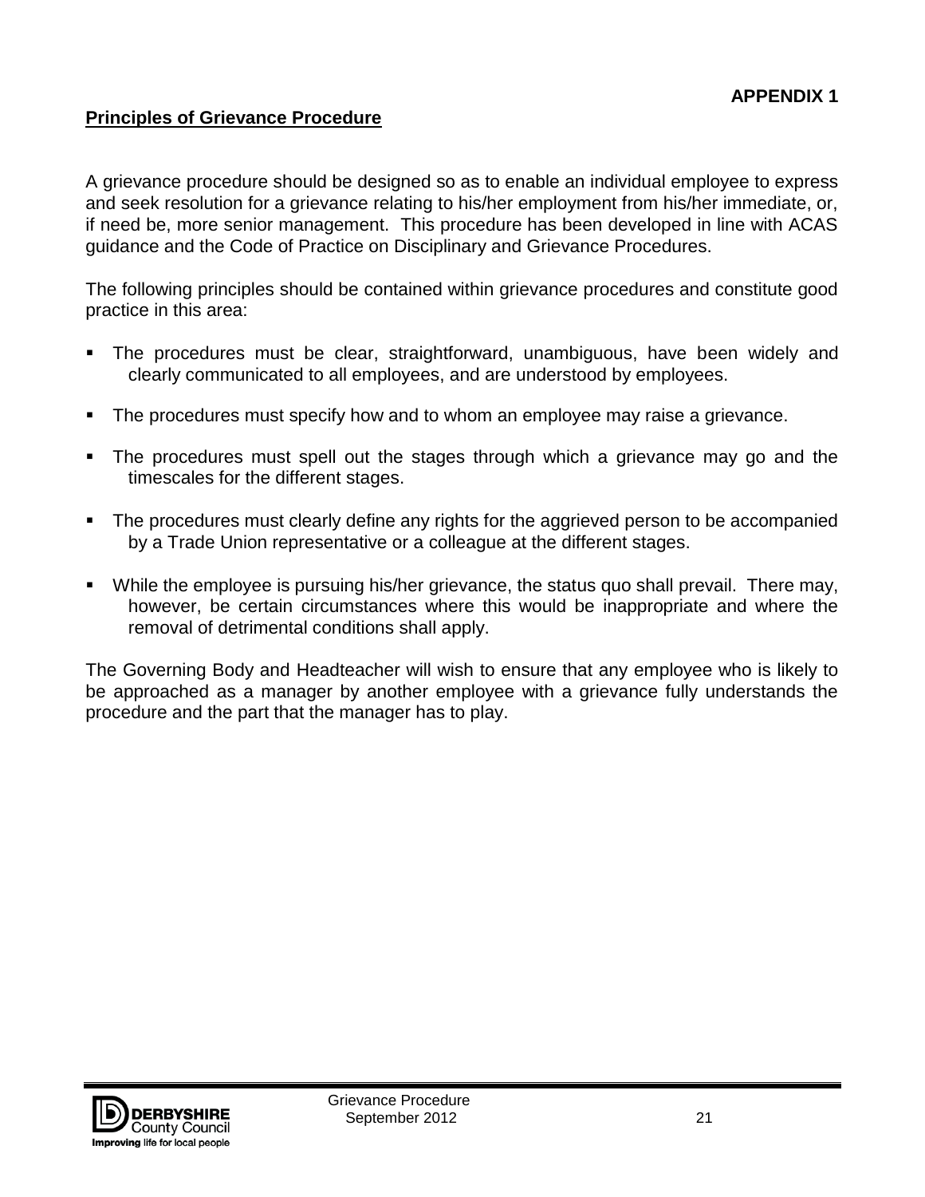**APPENDIX 1**

## Principles of Grievance Procedure

A grievance procedure should be designed so as to enable an individual employee to express and seek resolution for a grievance relating to his/her employment from his/her immediate, or, if need be, more senior management. This procedure has been developed in line with ACAS guidance and the Code of Practice on Disciplinary and Grievance Procedures.

The following principles should be contained within grievance procedures and constitute good practice in this area:

- The procedures must be clear, straightforward, unambiguous, have been widely and clearly communicated to all employees, and are understood by employees.
- The procedures must specify how and to whom an employee may raise a grievance.
- The procedures must spell out the stages through which a grievance may go and the timescales for the different stages.
- The procedures must clearly define any rights for the aggrieved person to be accompanied by a Trade Union representative or a colleague at the different stages.
- While the employee is pursuing his/her grievance, the status quo shall prevail. There may, however, be certain circumstances where this would be inappropriate and where the removal of detrimental conditions shall apply.

The Governing Body and Headteacher will wish to ensure that any employee who is likely to be approached as a manager by another employee with a grievance fully understands the procedure and the part that the manager has to play.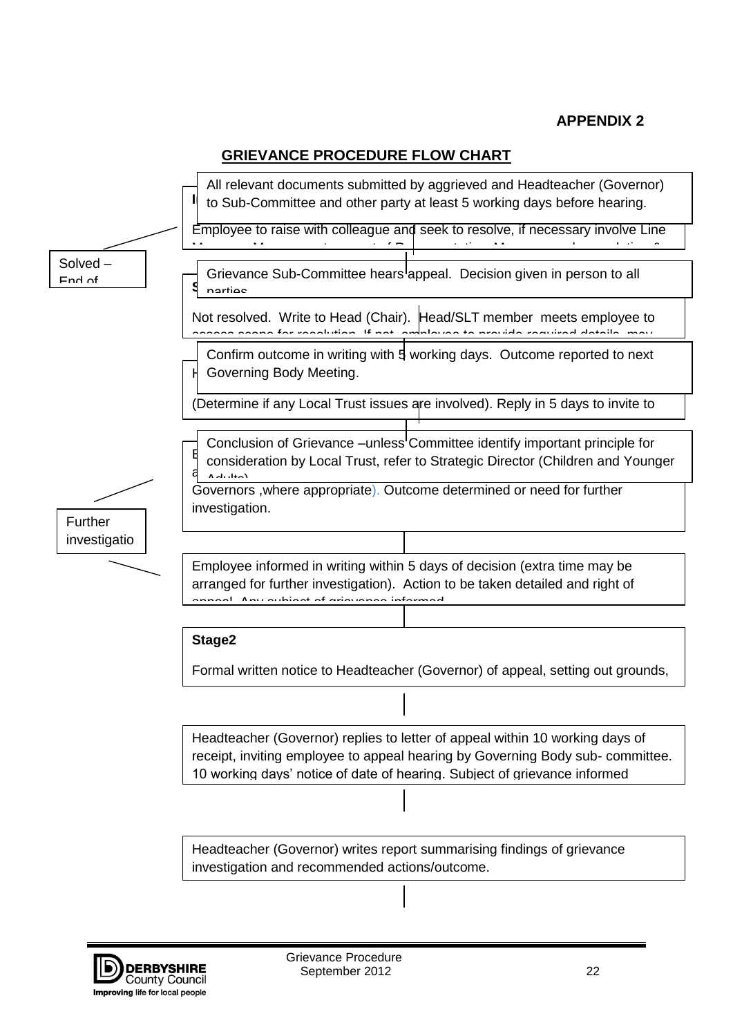**APPENDIX 2**

## GRIEVANCE PROCEDURE FLOW CHART

All relevant documents submitted by aggrieved and Headteacher (Governor) to Sub-Committee and other party at least 5 working days before hearing.

Employee to raise with colleague and seek to resolve, if necessary involve Line

Solved – End of

Grievance Sub-Committee hears appeal. Decision given in person to all parties

Not resolved. Write to Head (Chair). Head/SLT member meets employee to

Confirm outcome in writing with 5 working days. Outcome reported to next Governing Body Meeting.

(Determine if any Local Trust issues are involved). Reply in 5 days to invite to

Conclusion of Grievance –unless Committee identify important principle for consideration by Local Trust, refer to Strategic Director (Children and Younger Adults)

Governors ,where appropriate). Outcome determined or need for further investigation.

Further investigatio

Employee informed in writing within 5 days of decision (extra time may be arranged for further investigation). Action to be taken detailed and right of appeal. Any subject of grievance informed

**Stage2**

Formal written notice to Headteacher (Governor) of appeal, setting out grounds,

Headteacher (Governor) replies to letter of appeal within 10 working days of receipt, inviting employee to appeal hearing by Governing Body sub- committee. 10 working days' notice of date of hearing. Subject of grievance informed

Headteacher (Governor) writes report summarising findings of grievance investigation and recommended actions/outcome.